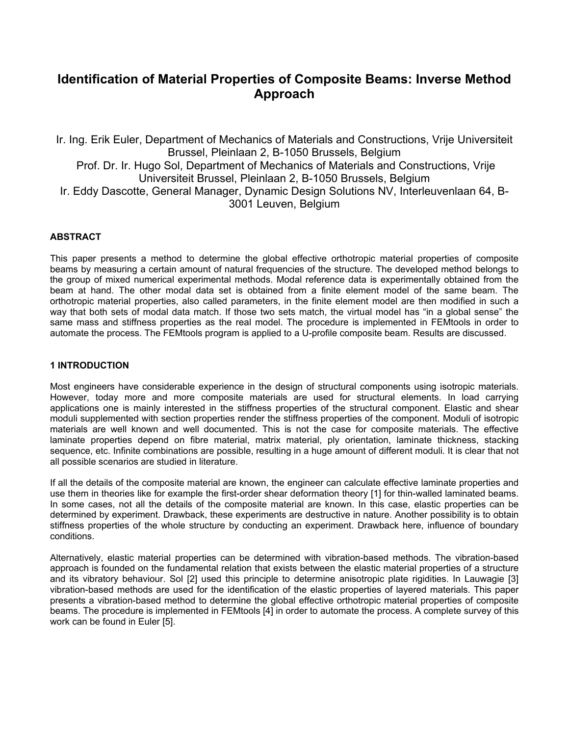# Identification of Material Properties of Composite Beams: Inverse Method Approach

Ir. Ing. Erik Euler, Department of Mechanics of Materials and Constructions, Vrije Universiteit Brussel, Pleinlaan 2, B-1050 Brussels, Belgium
Prof. Dr. Ir. Hugo Sol, Department of Mechanics of Materials and Constructions, Vrije Universiteit Brussel, Pleinlaan 2, B-1050 Brussels, Belgium
Ir. Eddy Dascotte, General Manager, Dynamic Design Solutions NV, Interleuvenlaan 64, B-3001 Leuven, Belgium

### ABSTRACT

This paper presents a method to determine the global effective orthotropic material properties of composite beams by measuring a certain amount of natural frequencies of the structure. The developed method belongs to the group of mixed numerical experimental methods. Modal reference data is experimentally obtained from the beam at hand. The other modal data set is obtained from a finite element model of the same beam. The orthotropic material properties, also called parameters, in the finite element model are then modified in such a way that both sets of modal data match. If those two sets match, the virtual model has "in a global sense" the same mass and stiffness properties as the real model. The procedure is implemented in FEMtools in order to automate the process. The FEMtools program is applied to a U-profile composite beam. Results are discussed.

### 1 INTRODUCTION

Most engineers have considerable experience in the design of structural components using isotropic materials. However, today more and more composite materials are used for structural elements. In load carrying applications one is mainly interested in the stiffness properties of the structural component. Elastic and shear moduli supplemented with section properties render the stiffness properties of the component. Moduli of isotropic materials are well known and well documented. This is not the case for composite materials. The effective laminate properties depend on fibre material, matrix material, ply orientation, laminate thickness, stacking sequence, etc. Infinite combinations are possible, resulting in a huge amount of different moduli. It is clear that not all possible scenarios are studied in literature.

If all the details of the composite material are known, the engineer can calculate effective laminate properties and use them in theories like for example the first-order shear deformation theory [1] for thin-walled laminated beams. In some cases, not all the details of the composite material are known. In this case, elastic properties can be determined by experiment. Drawback, these experiments are destructive in nature. Another possibility is to obtain stiffness properties of the whole structure by conducting an experiment. Drawback here, influence of boundary conditions.

Alternatively, elastic material properties can be determined with vibration-based methods. The vibration-based approach is founded on the fundamental relation that exists between the elastic material properties of a structure and its vibratory behaviour. Sol [2] used this principle to determine anisotropic plate rigidities. In Lauwagie [3] vibration-based methods are used for the identification of the elastic properties of layered materials. This paper presents a vibration-based method to determine the global effective orthotropic material properties of composite beams. The procedure is implemented in FEMtools [4] in order to automate the process. A complete survey of this work can be found in Euler [5].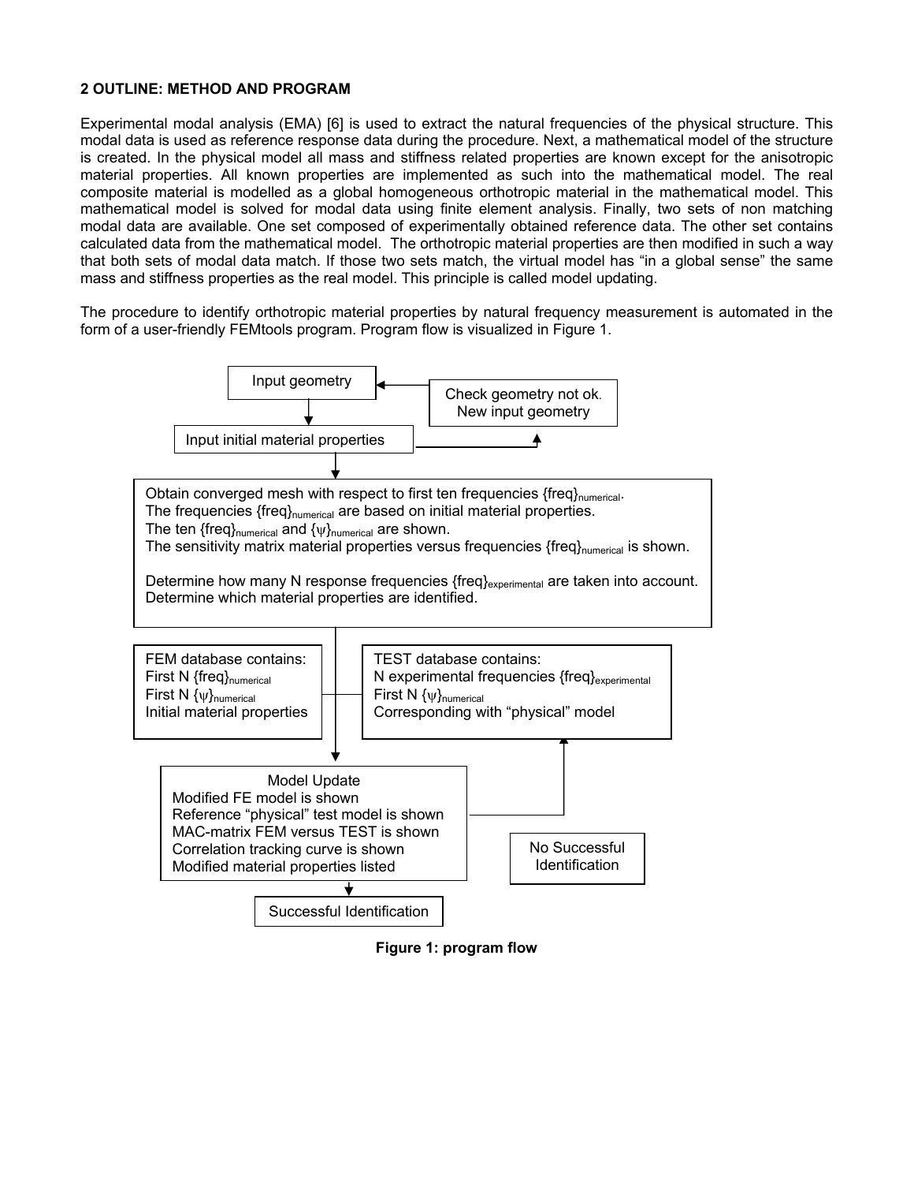## 2 OUTLINE: METHOD AND PROGRAM

Experimental modal analysis (EMA) [6] is used to extract the natural frequencies of the physical structure. This modal data is used as reference response data during the procedure. Next, a mathematical model of the structure is created. In the physical model all mass and stiffness related properties are known except for the anisotropic material properties. All known properties are implemented as such into the mathematical model. The real composite material is modelled as a global homogeneous orthotropic material in the mathematical model. This mathematical model is solved for modal data using finite element analysis. Finally, two sets of non matching modal data are available. One set composed of experimentally obtained reference data. The other set contains calculated data from the mathematical model. The orthotropic material properties are then modified in such a way that both sets of modal data match. If those two sets match, the virtual model has "in a global sense" the same mass and stiffness properties as the real model. This principle is called model updating.

The procedure to identify orthotropic material properties by natural frequency measurement is automated in the form of a user-friendly FEMtools program. Program flow is visualized in Figure 1.

Input geometry

Check geometry not ok. New input geometry

Input initial material properties

Obtain converged mesh with respect to first ten frequencies $\{freq\}_{numerical}$.
The frequencies $\{freq\}_{numerical}$ are based on initial material properties.
The ten $\{freq\}_{numerical}$ and $\{\psi\}_{numerical}$ are shown.
The sensitivity matrix material properties versus frequencies $\{freq\}_{numerical}$ is shown.

Determine how many N response frequencies $\{freq\}_{experimental}$ are taken into account.
Determine which material properties are identified.

FEM database contains:
First N $\{freq\}_{numerical}$
First N $\{\psi\}_{numerical}$
Initial material properties

TEST database contains:
N experimental frequencies $\{freq\}_{experimental}$
First N $\{\psi\}_{numerical}$
Corresponding with "physical" model

Model Update
Modified FE model is shown
Reference "physical" test model is shown
MAC-matrix FEM versus TEST is shown
Correlation tracking curve is shown
Modified material properties listed

No Successful Identification

Successful Identification

**Figure 1: program flow**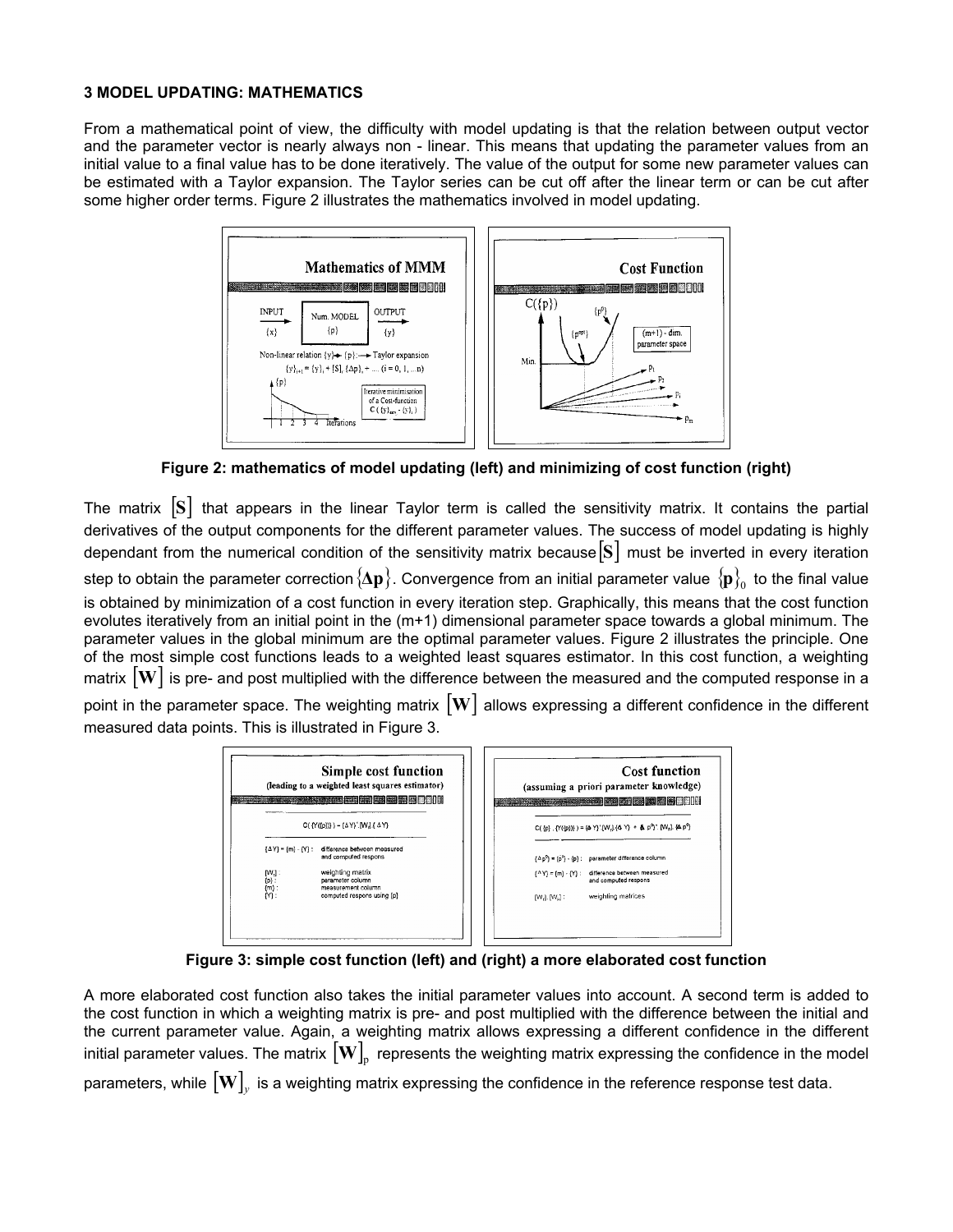## 3 MODEL UPDATING: MATHEMATICS

From a mathematical point of view, the difficulty with model updating is that the relation between output vector and the parameter vector is nearly always non - linear. This means that updating the parameter values from an initial value to a final value has to be done iteratively. The value of the output for some new parameter values can be estimated with a Taylor expansion. The Taylor series can be cut off after the linear term or can be cut after some higher order terms. Figure 2 illustrates the mathematics involved in model updating.

**Figure 2: mathematics of model updating (left) and minimizing of cost function (right)**

The matrix $[\mathbf{S}]$ that appears in the linear Taylor term is called the sensitivity matrix. It contains the partial derivatives of the output components for the different parameter values. The success of model updating is highly dependant from the numerical condition of the sensitivity matrix because $[\mathbf{S}]$ must be inverted in every iteration step to obtain the parameter correction $\{\Delta\mathbf{p}\}$. Convergence from an initial parameter value $\{\mathbf{p}\}_0$ to the final value is obtained by minimization of a cost function in every iteration step. Graphically, this means that the cost function evolutes iteratively from an initial point in the (m+1) dimensional parameter space towards a global minimum. The parameter values in the global minimum are the optimal parameter values. Figure 2 illustrates the principle. One of the most simple cost functions leads to a weighted least squares estimator. In this cost function, a weighting matrix $[\mathbf{W}]$ is pre- and post multiplied with the difference between the measured and the computed response in a point in the parameter space. The weighting matrix $[\mathbf{W}]$ allows expressing a different confidence in the different measured data points. This is illustrated in Figure 3.

**Figure 3: simple cost function (left) and (right) a more elaborated cost function**

A more elaborated cost function also takes the initial parameter values into account. A second term is added to the cost function in which a weighting matrix is pre- and post multiplied with the difference between the initial and the current parameter value. Again, a weighting matrix allows expressing a different confidence in the different initial parameter values. The matrix $[\mathbf{W}]_p$ represents the weighting matrix expressing the confidence in the model parameters, while $[\mathbf{W}]_y$ is a weighting matrix expressing the confidence in the reference response test data.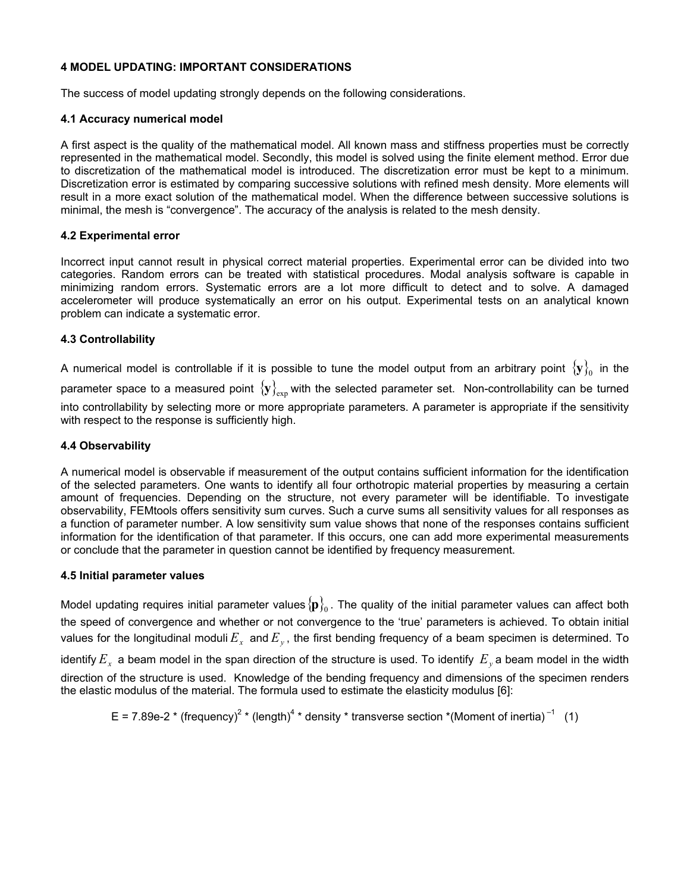## 4 MODEL UPDATING: IMPORTANT CONSIDERATIONS

The success of model updating strongly depends on the following considerations.

### 4.1 Accuracy numerical model

A first aspect is the quality of the mathematical model. All known mass and stiffness properties must be correctly represented in the mathematical model. Secondly, this model is solved using the finite element method. Error due to discretization of the mathematical model is introduced. The discretization error must be kept to a minimum. Discretization error is estimated by comparing successive solutions with refined mesh density. More elements will result in a more exact solution of the mathematical model. When the difference between successive solutions is minimal, the mesh is "convergence". The accuracy of the analysis is related to the mesh density.

### 4.2 Experimental error

Incorrect input cannot result in physical correct material properties. Experimental error can be divided into two categories. Random errors can be treated with statistical procedures. Modal analysis software is capable in minimizing random errors. Systematic errors are a lot more difficult to detect and to solve. A damaged accelerometer will produce systematically an error on his output. Experimental tests on an analytical known problem can indicate a systematic error.

### 4.3 Controllability

A numerical model is controllable if it is possible to tune the model output from an arbitrary point $\{\mathbf{y}\}_0$ in the parameter space to a measured point $\{\mathbf{y}\}_{\exp}$ with the selected parameter set. Non-controllability can be turned into controllability by selecting more or more appropriate parameters. A parameter is appropriate if the sensitivity with respect to the response is sufficiently high.

### 4.4 Observability

A numerical model is observable if measurement of the output contains sufficient information for the identification of the selected parameters. One wants to identify all four orthotropic material properties by measuring a certain amount of frequencies. Depending on the structure, not every parameter will be identifiable. To investigate observability, FEMtools offers sensitivity sum curves. Such a curve sums all sensitivity values for all responses as a function of parameter number. A low sensitivity sum value shows that none of the responses contains sufficient information for the identification of that parameter. If this occurs, one can add more experimental measurements or conclude that the parameter in question cannot be identified by frequency measurement.

### 4.5 Initial parameter values

Model updating requires initial parameter values $\{\mathbf{p}\}_0$. The quality of the initial parameter values can affect both the speed of convergence and whether or not convergence to the 'true' parameters is achieved. To obtain initial values for the longitudinal moduli $E_x$ and $E_y$, the first bending frequency of a beam specimen is determined. To identify $E_x$ a beam model in the span direction of the structure is used. To identify $E_y$ a beam model in the width direction of the structure is used. Knowledge of the bending frequency and dimensions of the specimen renders the elastic modulus of the material. The formula used to estimate the elasticity modulus [6]:

$$E = 7.89\text{e-}2 * (\text{frequency})^2 * (\text{length})^4 * \text{density} * \text{transverse section} * (\text{Moment of inertia})^{-1} \quad (1)$$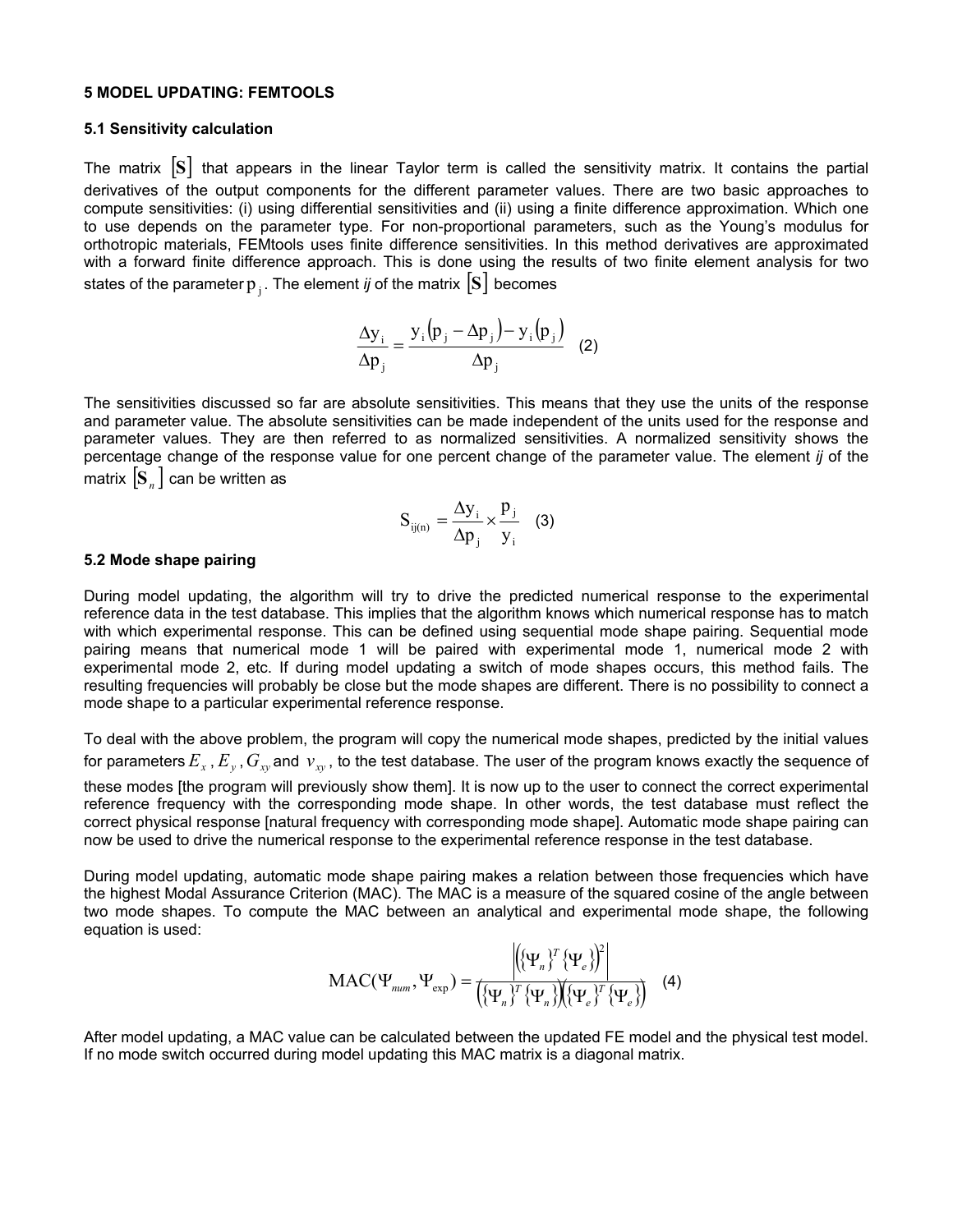## 5 MODEL UPDATING: FEMTOOLS

### 5.1 Sensitivity calculation

The matrix $[\mathbf{S}]$ that appears in the linear Taylor term is called the sensitivity matrix. It contains the partial derivatives of the output components for the different parameter values. There are two basic approaches to compute sensitivities: (i) using differential sensitivities and (ii) using a finite difference approximation. Which one to use depends on the parameter type. For non-proportional parameters, such as the Young's modulus for orthotropic materials, FEMtools uses finite difference sensitivities. In this method derivatives are approximated with a forward finite difference approach. This is done using the results of two finite element analysis for two states of the parameter $p_j$. The element *ij* of the matrix $[\mathbf{S}]$ becomes

$$\frac{\Delta y_i}{\Delta p_j} = \frac{y_i(p_j - \Delta p_j) - y_i(p_j)}{\Delta p_j} \quad (2)$$

The sensitivities discussed so far are absolute sensitivities. This means that they use the units of the response and parameter value. The absolute sensitivities can be made independent of the units used for the response and parameter values. They are then referred to as normalized sensitivities. A normalized sensitivity shows the percentage change of the response value for one percent change of the parameter value. The element *ij* of the matrix $[\mathbf{S}_n]$ can be written as

$$S_{ij(n)} = \frac{\Delta y_i}{\Delta p_j} \times \frac{p_j}{y_i} \quad (3)$$

### 5.2 Mode shape pairing

During model updating, the algorithm will try to drive the predicted numerical response to the experimental reference data in the test database. This implies that the algorithm knows which numerical response has to match with which experimental response. This can be defined using sequential mode shape pairing. Sequential mode pairing means that numerical mode 1 will be paired with experimental mode 1, numerical mode 2 with experimental mode 2, etc. If during model updating a switch of mode shapes occurs, this method fails. The resulting frequencies will probably be close but the mode shapes are different. There is no possibility to connect a mode shape to a particular experimental reference response.

To deal with the above problem, the program will copy the numerical mode shapes, predicted by the initial values for parameters $E_x$, $E_y$, $G_{xy}$ and $v_{xy}$, to the test database. The user of the program knows exactly the sequence of these modes [the program will previously show them]. It is now up to the user to connect the correct experimental reference frequency with the corresponding mode shape. In other words, the test database must reflect the correct physical response [natural frequency with corresponding mode shape]. Automatic mode shape pairing can now be used to drive the numerical response to the experimental reference response in the test database.

During model updating, automatic mode shape pairing makes a relation between those frequencies which have the highest Modal Assurance Criterion (MAC). The MAC is a measure of the squared cosine of the angle between two mode shapes. To compute the MAC between an analytical and experimental mode shape, the following equation is used:

$$\text{MAC}(\Psi_{num}, \Psi_{\exp}) = \frac{\left| \left( \{\Psi_n\}^T \{\Psi_e\} \right)^2 \right|}{\left( \{\Psi_n\}^T \{\Psi_n\} \right) \left( \{\Psi_e\}^T \{\Psi_e\} \right)} \quad (4)$$

After model updating, a MAC value can be calculated between the updated FE model and the physical test model. If no mode switch occurred during model updating this MAC matrix is a diagonal matrix.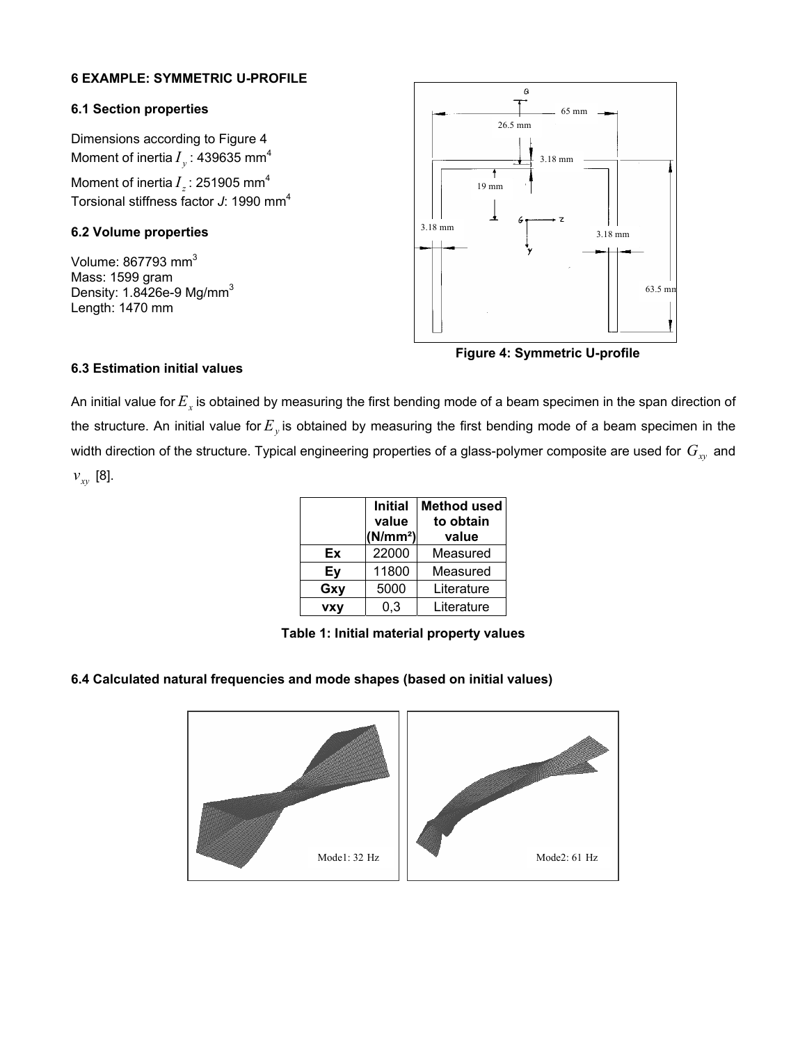## 6 EXAMPLE: SYMMETRIC U-PROFILE

### 6.1 Section properties

Dimensions according to Figure 4
Moment of inertia $I_y$ : 439635 mm$^4$
Moment of inertia $I_z$ : 251905 mm$^4$
Torsional stiffness factor *J*: 1990 mm$^4$

### 6.2 Volume properties

Volume: 867793 mm$^3$
Mass: 1599 gram
Density: 1.8426e-9 Mg/mm$^3$
Length: 1470 mm

**Figure 4: Symmetric U-profile**

### 6.3 Estimation initial values

An initial value for $E_x$ is obtained by measuring the first bending mode of a beam specimen in the span direction of the structure. An initial value for $E_y$ is obtained by measuring the first bending mode of a beam specimen in the width direction of the structure. Typical engineering properties of a glass-polymer composite are used for $G_{xy}$ and $v_{xy}$ [8].

| | Initial value (N/mm²) | Method used to obtain value |
|---|---|---|
| **Ex** | 22000 | Measured |
| **Ey** | 11800 | Measured |
| **Gxy** | 5000 | Literature |
| **vxy** | 0,3 | Literature |

**Table 1: Initial material property values**

### 6.4 Calculated natural frequencies and mode shapes (based on initial values)

Mode1: 32 Hz

Mode2: 61 Hz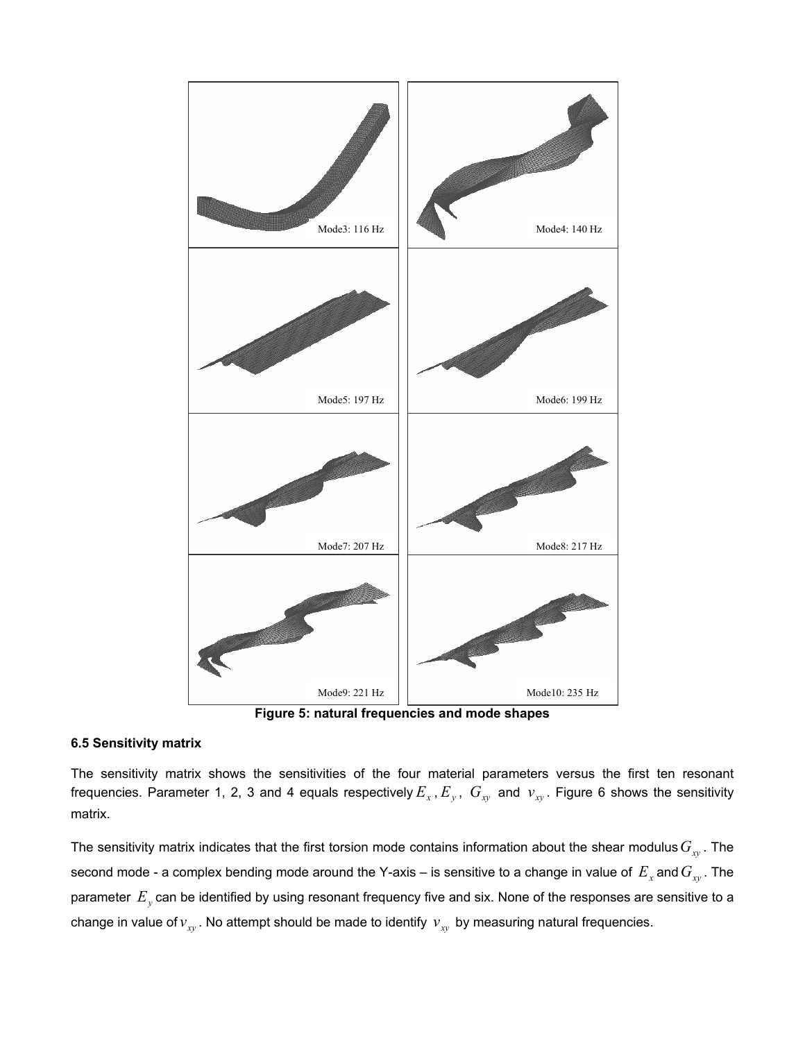Mode3: 116 Hz

Mode4: 140 Hz

Mode5: 197 Hz

Mode6: 199 Hz

Mode7: 207 Hz

Mode8: 217 Hz

Mode9: 221 Hz

Mode10: 235 Hz

**Figure 5: natural frequencies and mode shapes**

### 6.5 Sensitivity matrix

The sensitivity matrix shows the sensitivities of the four material parameters versus the first ten resonant frequencies. Parameter 1, 2, 3 and 4 equals respectively $E_x$, $E_y$, $G_{xy}$ and $\nu_{xy}$. Figure 6 shows the sensitivity matrix.

The sensitivity matrix indicates that the first torsion mode contains information about the shear modulus $G_{xy}$. The second mode - a complex bending mode around the Y-axis – is sensitive to a change in value of $E_x$ and $G_{xy}$. The parameter $E_y$ can be identified by using resonant frequency five and six. None of the responses are sensitive to a change in value of $\nu_{xy}$. No attempt should be made to identify $\nu_{xy}$ by measuring natural frequencies.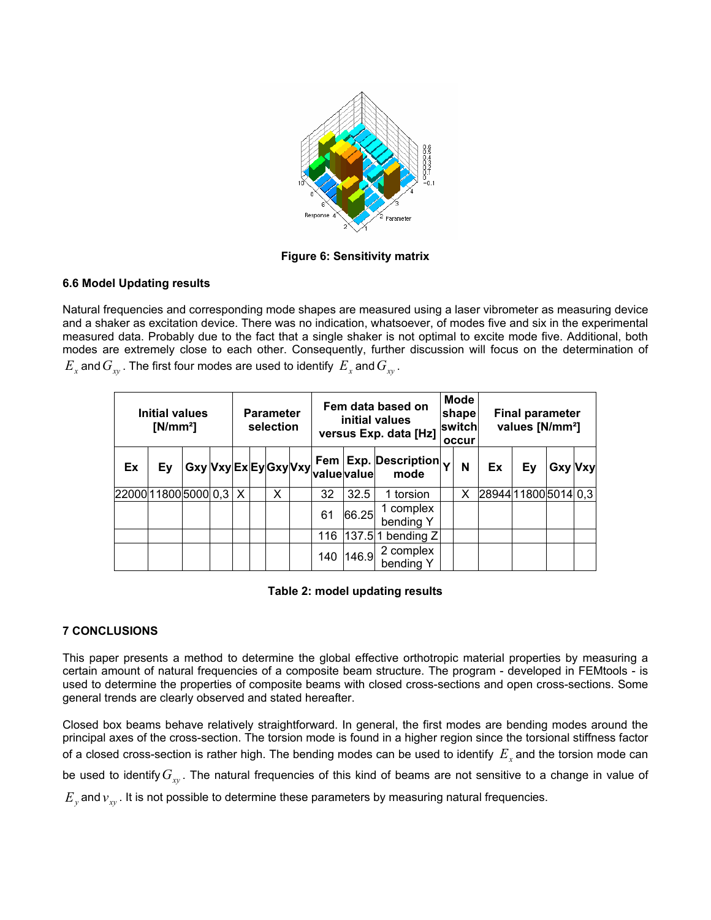Figure 6: Sensitivity matrix

### 6.6 Model Updating results

Natural frequencies and corresponding mode shapes are measured using a laser vibrometer as measuring device and a shaker as excitation device. There was no indication, whatsoever, of modes five and six in the experimental measured data. Probably due to the fact that a single shaker is not optimal to excite mode five. Additional, both modes are extremely close to each other. Consequently, further discussion will focus on the determination of $E_x$ and $G_{xy}$. The first four modes are used to identify $E_x$ and $G_{xy}$.

| Initial values [N/mm²] | | | | Parameter selection | | | | Fem data based on initial values versus Exp. data [Hz] | | | Mode shape switch occur | | Final parameter values [N/mm²] | | | |
|---|---|---|---|---|---|---|---|---|---|---|---|---|---|---|---|---|
| Ex | Ey | Gxy | Vxy | Ex | Ey | Gxy | Vxy | Fem value | Exp. value | Description mode | Y | N | Ex | Ey | Gxy | Vxy |
| 22000 | 11800 | 5000 | 0,3 | X | | X | | 32 | 32.5 | 1 torsion | | X | 28944 | 11800 | 5014 | 0,3 |
| | | | | | | | | 61 | 66.25 | 1 complex bending Y | | | | | | |
| | | | | | | | | 116 | 137.5 | 1 bending Z | | | | | | |
| | | | | | | | | 140 | 146.9 | 2 complex bending Y | | | | | | |

Table 2: model updating results

## 7 CONCLUSIONS

This paper presents a method to determine the global effective orthotropic material properties by measuring a certain amount of natural frequencies of a composite beam structure. The program - developed in FEMtools - is used to determine the properties of composite beams with closed cross-sections and open cross-sections. Some general trends are clearly observed and stated hereafter.

Closed box beams behave relatively straightforward. In general, the first modes are bending modes around the principal axes of the cross-section. The torsion mode is found in a higher region since the torsional stiffness factor of a closed cross-section is rather high. The bending modes can be used to identify $E_x$ and the torsion mode can be used to identify $G_{xy}$. The natural frequencies of this kind of beams are not sensitive to a change in value of $E_y$ and $v_{xy}$. It is not possible to determine these parameters by measuring natural frequencies.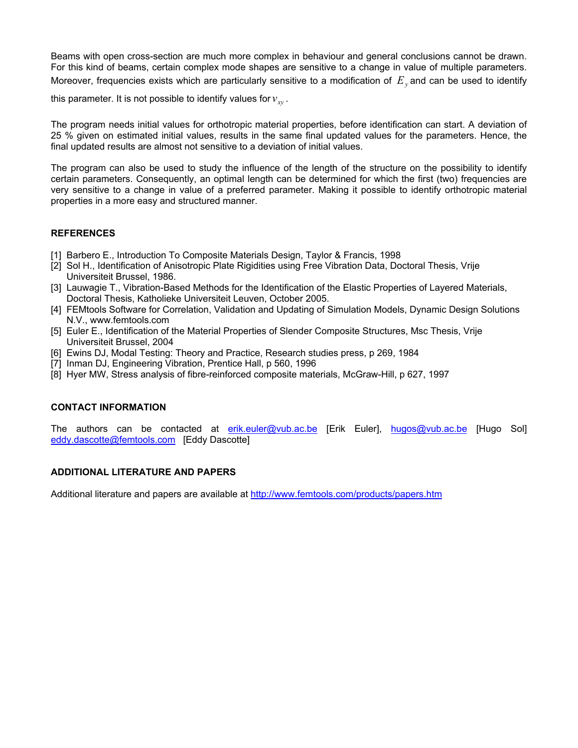Beams with open cross-section are much more complex in behaviour and general conclusions cannot be drawn. For this kind of beams, certain complex mode shapes are sensitive to a change in value of multiple parameters. Moreover, frequencies exists which are particularly sensitive to a modification of $E_y$ and can be used to identify this parameter. It is not possible to identify values for $v_{xy}$.

The program needs initial values for orthotropic material properties, before identification can start. A deviation of 25 % given on estimated initial values, results in the same final updated values for the parameters. Hence, the final updated results are almost not sensitive to a deviation of initial values.

The program can also be used to study the influence of the length of the structure on the possibility to identify certain parameters. Consequently, an optimal length can be determined for which the first (two) frequencies are very sensitive to a change in value of a preferred parameter. Making it possible to identify orthotropic material properties in a more easy and structured manner.

### REFERENCES

[1] Barbero E., Introduction To Composite Materials Design, Taylor & Francis, 1998
[2] Sol H., Identification of Anisotropic Plate Rigidities using Free Vibration Data, Doctoral Thesis, Vrije Universiteit Brussel, 1986.
[3] Lauwagie T., Vibration-Based Methods for the Identification of the Elastic Properties of Layered Materials, Doctoral Thesis, Katholieke Universiteit Leuven, October 2005.
[4] FEMtools Software for Correlation, Validation and Updating of Simulation Models, Dynamic Design Solutions N.V., www.femtools.com
[5] Euler E., Identification of the Material Properties of Slender Composite Structures, Msc Thesis, Vrije Universiteit Brussel, 2004
[6] Ewins DJ, Modal Testing: Theory and Practice, Research studies press, p 269, 1984
[7] Inman DJ, Engineering Vibration, Prentice Hall, p 560, 1996
[8] Hyer MW, Stress analysis of fibre-reinforced composite materials, McGraw-Hill, p 627, 1997

### CONTACT INFORMATION

The authors can be contacted at erik.euler@vub.ac.be [Erik Euler], hugos@vub.ac.be [Hugo Sol] eddy.dascotte@femtools.com [Eddy Dascotte]

### ADDITIONAL LITERATURE AND PAPERS

Additional literature and papers are available at http://www.femtools.com/products/papers.htm